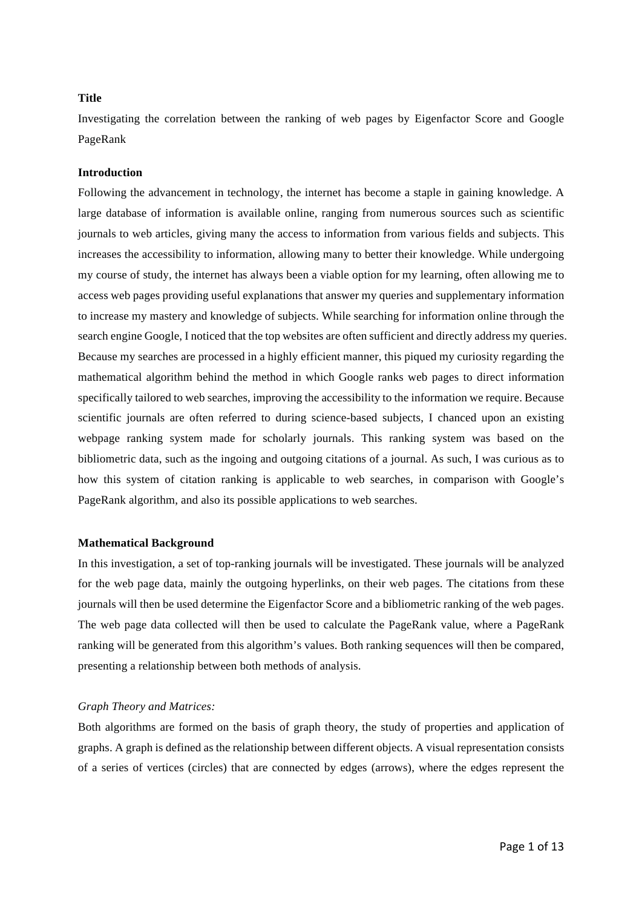**Title**

Investigating the correlation between the ranking of web pages by Eigenfactor Score and Google PageRank

**Introduction**

Following the advancement in technology, the internet has become a staple in gaining knowledge. A large database of information is available online, ranging from numerous sources such as scientific journals to web articles, giving many the access to information from various fields and subjects. This increases the accessibility to information, allowing many to better their knowledge. While undergoing my course of study, the internet has always been a viable option for my learning, often allowing me to access web pages providing useful explanations that answer my queries and supplementary information to increase my mastery and knowledge of subjects. While searching for information online through the search engine Google, I noticed that the top websites are often sufficient and directly address my queries. Because my searches are processed in a highly efficient manner, this piqued my curiosity regarding the mathematical algorithm behind the method in which Google ranks web pages to direct information specifically tailored to web searches, improving the accessibility to the information we require. Because scientific journals are often referred to during science-based subjects, I chanced upon an existing webpage ranking system made for scholarly journals. This ranking system was based on the bibliometric data, such as the ingoing and outgoing citations of a journal. As such, I was curious as to how this system of citation ranking is applicable to web searches, in comparison with Google's PageRank algorithm, and also its possible applications to web searches.

**Mathematical Background**

In this investigation, a set of top-ranking journals will be investigated. These journals will be analyzed for the web page data, mainly the outgoing hyperlinks, on their web pages. The citations from these journals will then be used determine the Eigenfactor Score and a bibliometric ranking of the web pages. The web page data collected will then be used to calculate the PageRank value, where a PageRank ranking will be generated from this algorithm's values. Both ranking sequences will then be compared, presenting a relationship between both methods of analysis.

*Graph Theory and Matrices:*

Both algorithms are formed on the basis of graph theory, the study of properties and application of graphs. A graph is defined as the relationship between different objects. A visual representation consists of a series of vertices (circles) that are connected by edges (arrows), where the edges represent the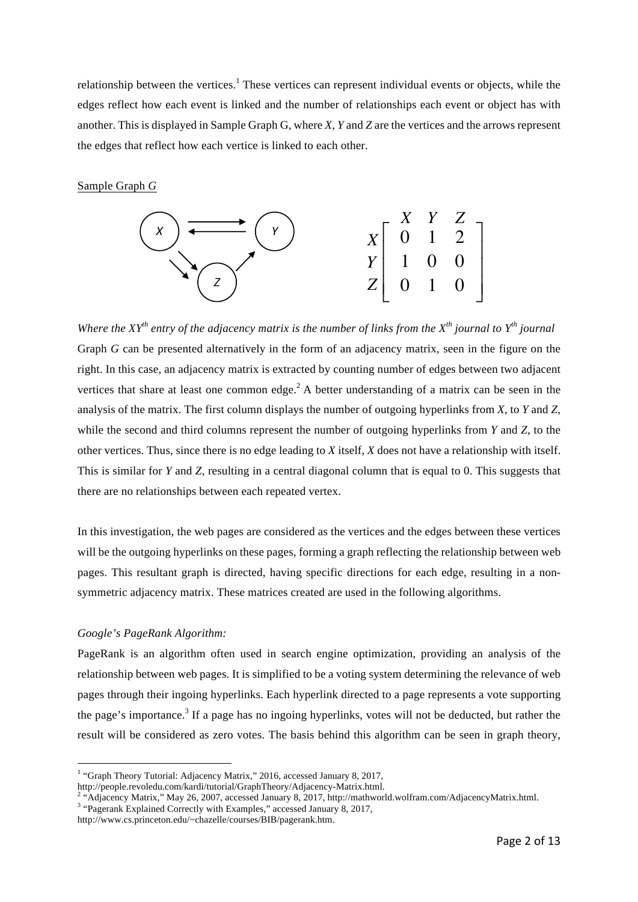relationship between the vertices.[1] These vertices can represent individual events or objects, while the edges reflect how each event is linked and the number of relationships each event or object has with another. This is displayed in Sample Graph G, where *X*, *Y* and *Z* are the vertices and the arrows represent the edges that reflect how each vertice is linked to each other.

Sample Graph *G*

$$\begin{array}{c} \\ X \\ Y \\ Z \end{array} \begin{bmatrix} X & Y & Z \\ 0 & 1 & 2 \\ 1 & 0 & 0 \\ 0 & 1 & 0 \end{bmatrix}$$

*Where the $XY^{th}$ entry of the adjacency matrix is the number of links from the $X^{th}$ journal to $Y^{th}$ journal*

Graph *G* can be presented alternatively in the form of an adjacency matrix, seen in the figure on the right. In this case, an adjacency matrix is extracted by counting number of edges between two adjacent vertices that share at least one common edge.[2] A better understanding of a matrix can be seen in the analysis of the matrix. The first column displays the number of outgoing hyperlinks from *X*, to *Y* and *Z*, while the second and third columns represent the number of outgoing hyperlinks from *Y* and *Z*, to the other vertices. Thus, since there is no edge leading to *X* itself, *X* does not have a relationship with itself. This is similar for *Y* and *Z*, resulting in a central diagonal column that is equal to 0. This suggests that there are no relationships between each repeated vertex.

In this investigation, the web pages are considered as the vertices and the edges between these vertices will be the outgoing hyperlinks on these pages, forming a graph reflecting the relationship between web pages. This resultant graph is directed, having specific directions for each edge, resulting in a non-symmetric adjacency matrix. These matrices created are used in the following algorithms.

*Google's PageRank Algorithm:*

PageRank is an algorithm often used in search engine optimization, providing an analysis of the relationship between web pages. It is simplified to be a voting system determining the relevance of web pages through their ingoing hyperlinks. Each hyperlink directed to a page represents a vote supporting the page's importance.[3] If a page has no ingoing hyperlinks, votes will not be deducted, but rather the result will be considered as zero votes. The basis behind this algorithm can be seen in graph theory,

---

[1] "Graph Theory Tutorial: Adjacency Matrix," 2016, accessed January 8, 2017, http://people.revoledu.com/kardi/tutorial/GraphTheory/Adjacency-Matrix.html.

[2] "Adjacency Matrix," May 26, 2007, accessed January 8, 2017, http://mathworld.wolfram.com/AdjacencyMatrix.html.

[3] "Pagerank Explained Correctly with Examples," accessed January 8, 2017, http://www.cs.princeton.edu/~chazelle/courses/BIB/pagerank.htm.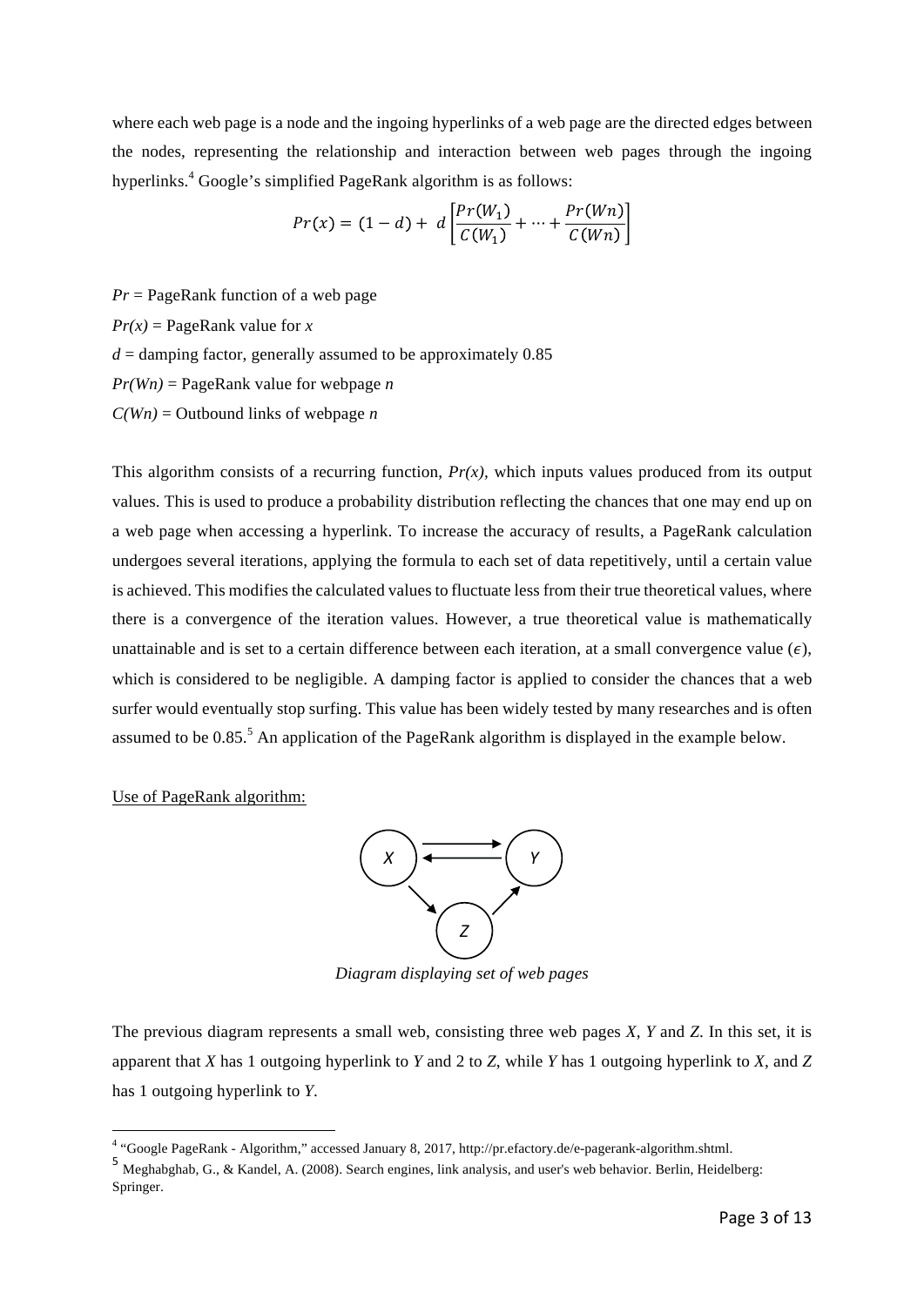where each web page is a node and the ingoing hyperlinks of a web page are the directed edges between the nodes, representing the relationship and interaction between web pages through the ingoing hyperlinks.[4] Google's simplified PageRank algorithm is as follows:

$$Pr(x) = (1 - d) + d\left[\frac{Pr(W_1)}{C(W_1)} + \cdots + \frac{Pr(Wn)}{C(Wn)}\right]$$

*Pr* = PageRank function of a web page

*Pr(x)* = PageRank value for *x*

*d* = damping factor, generally assumed to be approximately 0.85

*Pr(Wn)* = PageRank value for webpage *n*

*C(Wn)* = Outbound links of webpage *n*

This algorithm consists of a recurring function, *Pr(x)*, which inputs values produced from its output values. This is used to produce a probability distribution reflecting the chances that one may end up on a web page when accessing a hyperlink. To increase the accuracy of results, a PageRank calculation undergoes several iterations, applying the formula to each set of data repetitively, until a certain value is achieved. This modifies the calculated values to fluctuate less from their true theoretical values, where there is a convergence of the iteration values. However, a true theoretical value is mathematically unattainable and is set to a certain difference between each iteration, at a small convergence value ($\epsilon$), which is considered to be negligible. A damping factor is applied to consider the chances that a web surfer would eventually stop surfing. This value has been widely tested by many researches and is often assumed to be 0.85.[5] An application of the PageRank algorithm is displayed in the example below.

Use of PageRank algorithm:

X

Y

Z

*Diagram displaying set of web pages*

The previous diagram represents a small web, consisting three web pages *X*, *Y* and *Z*. In this set, it is apparent that *X* has 1 outgoing hyperlink to *Y* and 2 to *Z*, while *Y* has 1 outgoing hyperlink to *X*, and *Z* has 1 outgoing hyperlink to *Y*.

---

[4] "Google PageRank - Algorithm," accessed January 8, 2017, http://pr.efactory.de/e-pagerank-algorithm.shtml.

[5] Meghabghab, G., & Kandel, A. (2008). Search engines, link analysis, and user's web behavior. Berlin, Heidelberg: Springer.